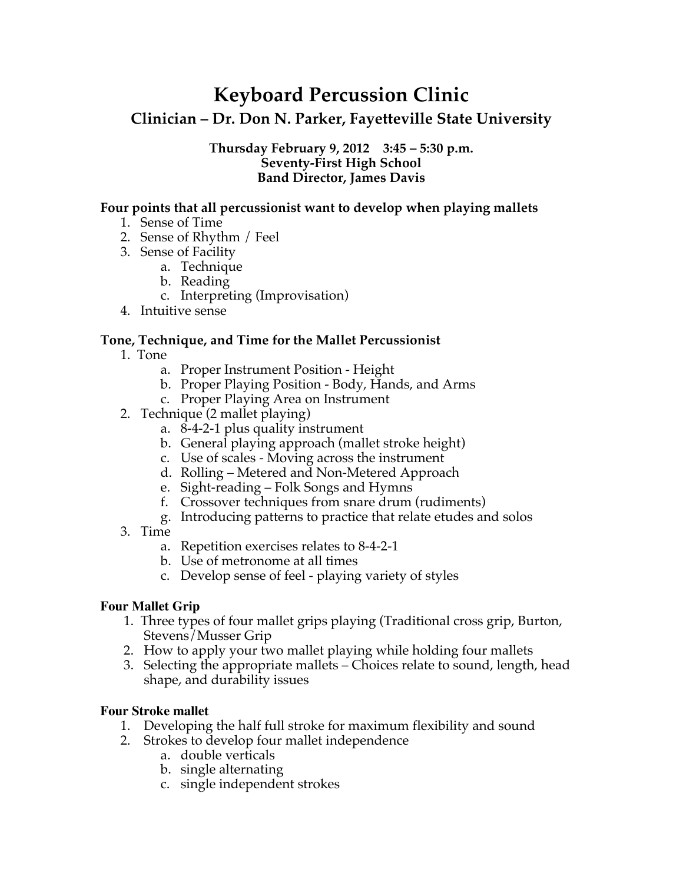# Keyboard Percussion Clinic

## Clinician – Dr. Don N. Parker, Fayetteville State University

**Thursday February 9, 2012 3:45 – 5:30 p.m.**
**Seventy-First High School**
**Band Director, James Davis**

**Four points that all percussionist want to develop when playing mallets**

1. Sense of Time
2. Sense of Rhythm / Feel
3. Sense of Facility
    a. Technique
    b. Reading
    c. Interpreting (Improvisation)
4. Intuitive sense

**Tone, Technique, and Time for the Mallet Percussionist**

1. Tone
    a. Proper Instrument Position - Height
    b. Proper Playing Position - Body, Hands, and Arms
    c. Proper Playing Area on Instrument
2. Technique (2 mallet playing)
    a. 8-4-2-1 plus quality instrument
    b. General playing approach (mallet stroke height)
    c. Use of scales - Moving across the instrument
    d. Rolling – Metered and Non-Metered Approach
    e. Sight-reading – Folk Songs and Hymns
    f. Crossover techniques from snare drum (rudiments)
    g. Introducing patterns to practice that relate etudes and solos
3. Time
    a. Repetition exercises relates to 8-4-2-1
    b. Use of metronome at all times
    c. Develop sense of feel - playing variety of styles

**Four Mallet Grip**

1. Three types of four mallet grips playing (Traditional cross grip, Burton, Stevens/Musser Grip
2. How to apply your two mallet playing while holding four mallets
3. Selecting the appropriate mallets – Choices relate to sound, length, head shape, and durability issues

**Four Stroke mallet**

1. Developing the half full stroke for maximum flexibility and sound
2. Strokes to develop four mallet independence
    a. double verticals
    b. single alternating
    c. single independent strokes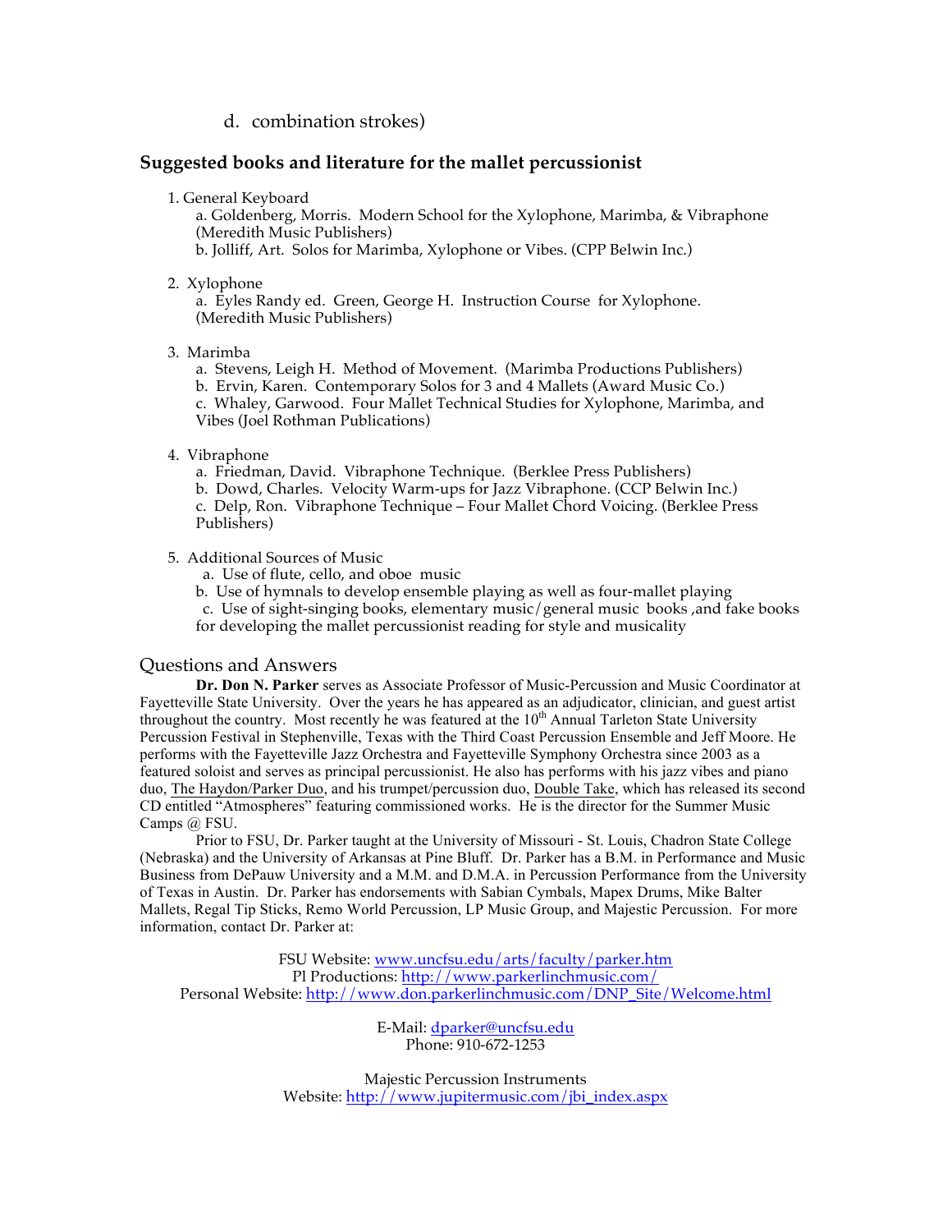d. combination strokes)

## Suggested books and literature for the mallet percussionist

1. General Keyboard
   a. Goldenberg, Morris. Modern School for the Xylophone, Marimba, & Vibraphone (Meredith Music Publishers)
   b. Jolliff, Art. Solos for Marimba, Xylophone or Vibes. (CPP Belwin Inc.)

2. Xylophone
   a. Eyles Randy ed. Green, George H. Instruction Course for Xylophone. (Meredith Music Publishers)

3. Marimba
   a. Stevens, Leigh H. Method of Movement. (Marimba Productions Publishers)
   b. Ervin, Karen. Contemporary Solos for 3 and 4 Mallets (Award Music Co.)
   c. Whaley, Garwood. Four Mallet Technical Studies for Xylophone, Marimba, and Vibes (Joel Rothman Publications)

4. Vibraphone
   a. Friedman, David. Vibraphone Technique. (Berklee Press Publishers)
   b. Dowd, Charles. Velocity Warm-ups for Jazz Vibraphone. (CCP Belwin Inc.)
   c. Delp, Ron. Vibraphone Technique – Four Mallet Chord Voicing. (Berklee Press Publishers)

5. Additional Sources of Music
   a. Use of flute, cello, and oboe music
   b. Use of hymnals to develop ensemble playing as well as four-mallet playing
   c. Use of sight-singing books, elementary music/general music books ,and fake books for developing the mallet percussionist reading for style and musicality

## Questions and Answers

**Dr. Don N. Parker** serves as Associate Professor of Music-Percussion and Music Coordinator at Fayetteville State University. Over the years he has appeared as an adjudicator, clinician, and guest artist throughout the country. Most recently he was featured at the 10th Annual Tarleton State University Percussion Festival in Stephenville, Texas with the Third Coast Percussion Ensemble and Jeff Moore. He performs with the Fayetteville Jazz Orchestra and Fayetteville Symphony Orchestra since 2003 as a featured soloist and serves as principal percussionist. He also has performs with his jazz vibes and piano duo, The Haydon/Parker Duo, and his trumpet/percussion duo, Double Take, which has released its second CD entitled "Atmospheres" featuring commissioned works. He is the director for the Summer Music Camps @ FSU.

Prior to FSU, Dr. Parker taught at the University of Missouri - St. Louis, Chadron State College (Nebraska) and the University of Arkansas at Pine Bluff. Dr. Parker has a B.M. in Performance and Music Business from DePauw University and a M.M. and D.M.A. in Percussion Performance from the University of Texas in Austin. Dr. Parker has endorsements with Sabian Cymbals, Mapex Drums, Mike Balter Mallets, Regal Tip Sticks, Remo World Percussion, LP Music Group, and Majestic Percussion. For more information, contact Dr. Parker at:

FSU Website: www.uncfsu.edu/arts/faculty/parker.htm
Pl Productions: http://www.parkerlinchmusic.com/
Personal Website: http://www.don.parkerlinchmusic.com/DNP_Site/Welcome.html

E-Mail: dparker@uncfsu.edu
Phone: 910-672-1253

Majestic Percussion Instruments
Website: http://www.jupitermusic.com/jbi_index.aspx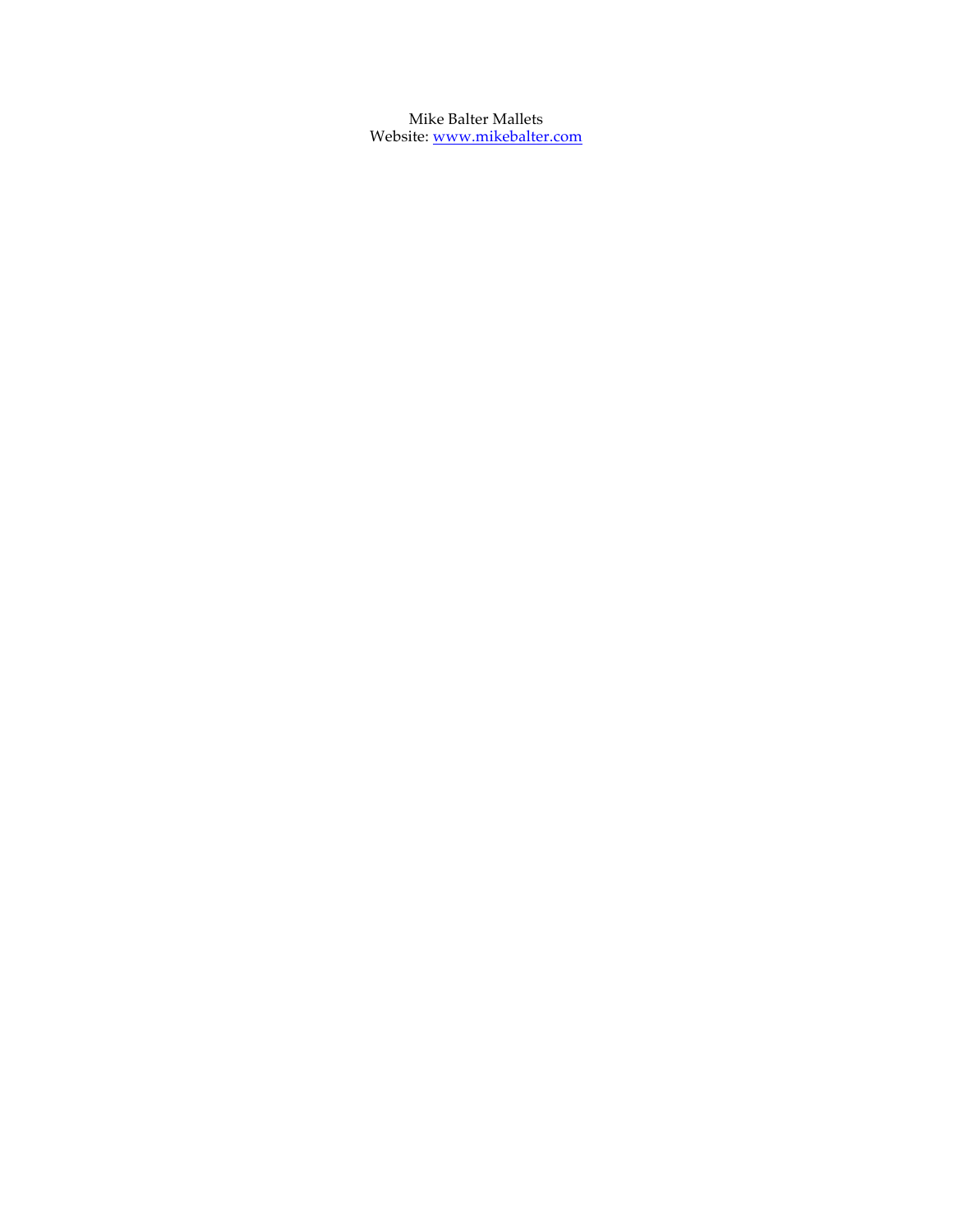Mike Balter Mallets
Website: [www.mikebalter.com](http://www.mikebalter.com)